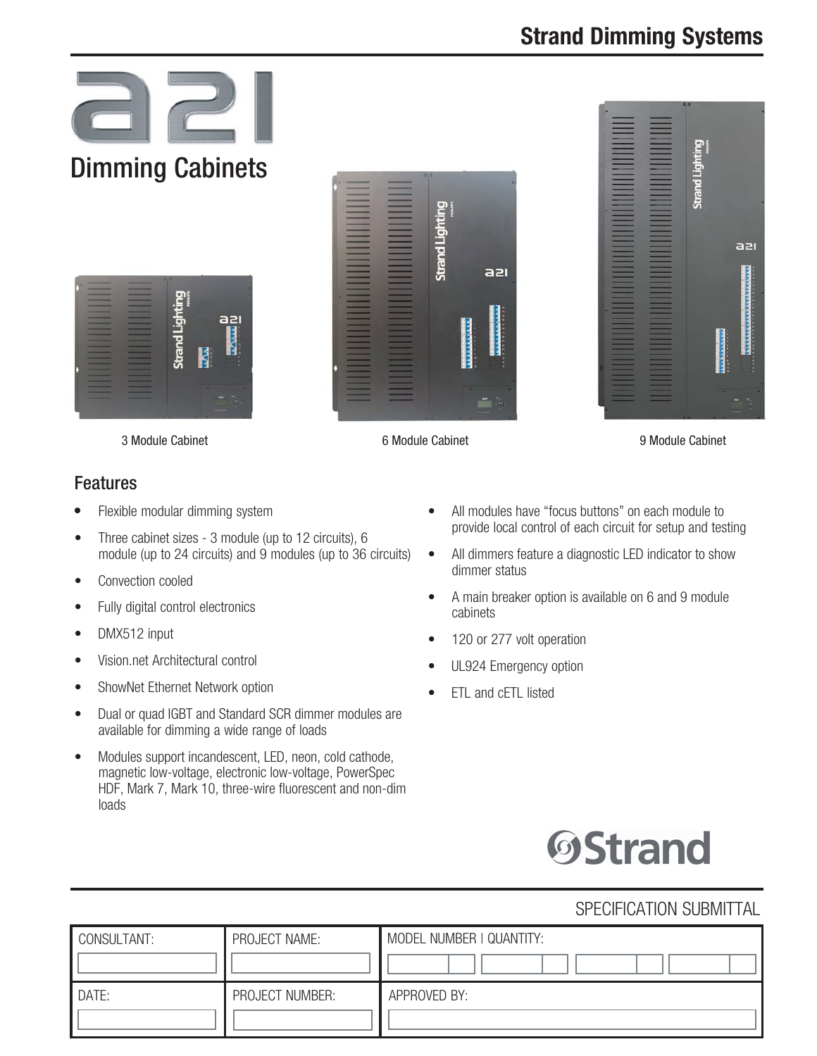# a21

## Dimming Cabinets

3 Module Cabinet

6 Module Cabinet

9 Module Cabinet

### Features

- Flexible modular dimming system
- Three cabinet sizes - 3 module (up to 12 circuits), 6 module (up to 24 circuits) and 9 modules (up to 36 circuits)
- Convection cooled
- Fully digital control electronics
- DMX512 input
- Vision.net Architectural control
- ShowNet Ethernet Network option
- Dual or quad IGBT and Standard SCR dimmer modules are available for dimming a wide range of loads
- Modules support incandescent, LED, neon, cold cathode, magnetic low-voltage, electronic low-voltage, PowerSpec HDF, Mark 7, Mark 10, three-wire fluorescent and non-dim loads
- All modules have "focus buttons" on each module to provide local control of each circuit for setup and testing
- All dimmers feature a diagnostic LED indicator to show dimmer status
- A main breaker option is available on 6 and 9 module cabinets
- 120 or 277 volt operation
- UL924 Emergency option
- ETL and cETL listed

Strand

SPECIFICATION SUBMITTAL

| CONSULTANT: | PROJECT NAME: | MODEL NUMBER \| QUANTITY: |
| --- | --- | --- |
| | | |
| DATE: | PROJECT NUMBER: | APPROVED BY: |
| | | |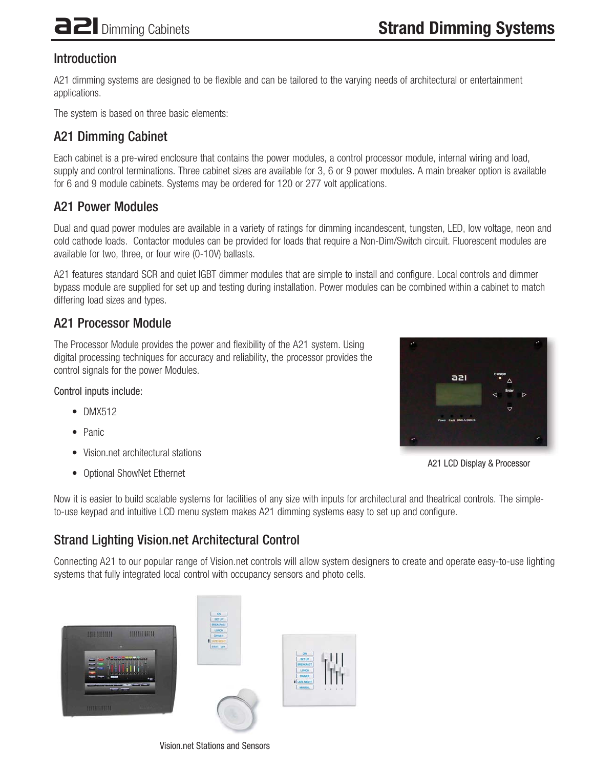## Introduction

A21 dimming systems are designed to be flexible and can be tailored to the varying needs of architectural or entertainment applications.

The system is based on three basic elements:

## A21 Dimming Cabinet

Each cabinet is a pre-wired enclosure that contains the power modules, a control processor module, internal wiring and load, supply and control terminations. Three cabinet sizes are available for 3, 6 or 9 power modules. A main breaker option is available for 6 and 9 module cabinets. Systems may be ordered for 120 or 277 volt applications.

## A21 Power Modules

Dual and quad power modules are available in a variety of ratings for dimming incandescent, tungsten, LED, low voltage, neon and cold cathode loads. Contactor modules can be provided for loads that require a Non-Dim/Switch circuit. Fluorescent modules are available for two, three, or four wire (0-10V) ballasts.

A21 features standard SCR and quiet IGBT dimmer modules that are simple to install and configure. Local controls and dimmer bypass module are supplied for set up and testing during installation. Power modules can be combined within a cabinet to match differing load sizes and types.

## A21 Processor Module

The Processor Module provides the power and flexibility of the A21 system. Using digital processing techniques for accuracy and reliability, the processor provides the control signals for the power Modules.

Control inputs include:

- DMX512
- Panic
- Vision.net architectural stations
- Optional ShowNet Ethernet

A21 LCD Display & Processor

Now it is easier to build scalable systems for facilities of any size with inputs for architectural and theatrical controls. The simple-to-use keypad and intuitive LCD menu system makes A21 dimming systems easy to set up and configure.

## Strand Lighting Vision.net Architectural Control

Connecting A21 to our popular range of Vision.net controls will allow system designers to create and operate easy-to-use lighting systems that fully integrated local control with occupancy sensors and photo cells.

Vision.net Stations and Sensors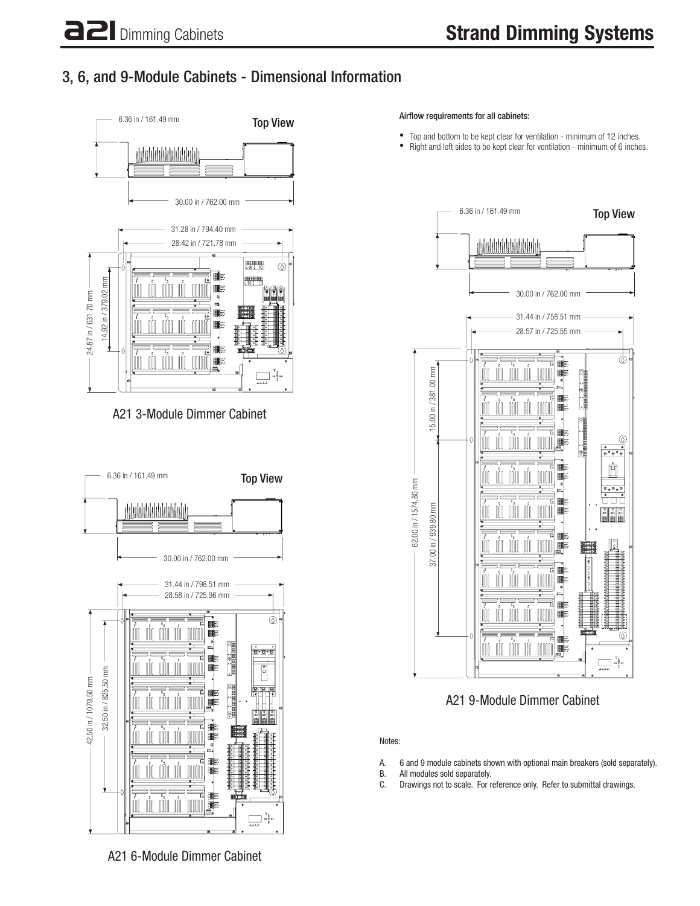## 3, 6, and 9-Module Cabinets - Dimensional Information

Top View

6.36 in / 161.49 mm

30.00 in / 762.00 mm

31.28 in / 794.40 mm

28.42 in / 721.78 mm

24.87 in / 631.70 mm

14.92 in / 379.02 mm

A21 3-Module Dimmer Cabinet

Top View

6.36 in / 161.49 mm

30.00 in / 762.00 mm

31.44 in / 798.51 mm

28.58 in / 725.96 mm

42.50 in / 1079.50 mm

32.50 in / 825.50 mm

A21 6-Module Dimmer Cabinet

**Airflow requirements for all cabinets:**

- Top and bottom to be kept clear for ventilation - minimum of 12 inches.
- Right and left sides to be kept clear for ventilation - minimum of 6 inches.

Top View

6.36 in / 161.49 mm

30.00 in / 762.00 mm

31.44 in / 758.51 mm

28.57 in / 725.55 mm

62.00 in / 1574.80 mm

15.00 in / 381.00 mm

37.00 in / 939.80 mm

A21 9-Module Dimmer Cabinet

Notes:

A. 6 and 9 module cabinets shown with optional main breakers (sold separately).
B. All modules sold separately.
C. Drawings not to scale. For reference only. Refer to submittal drawings.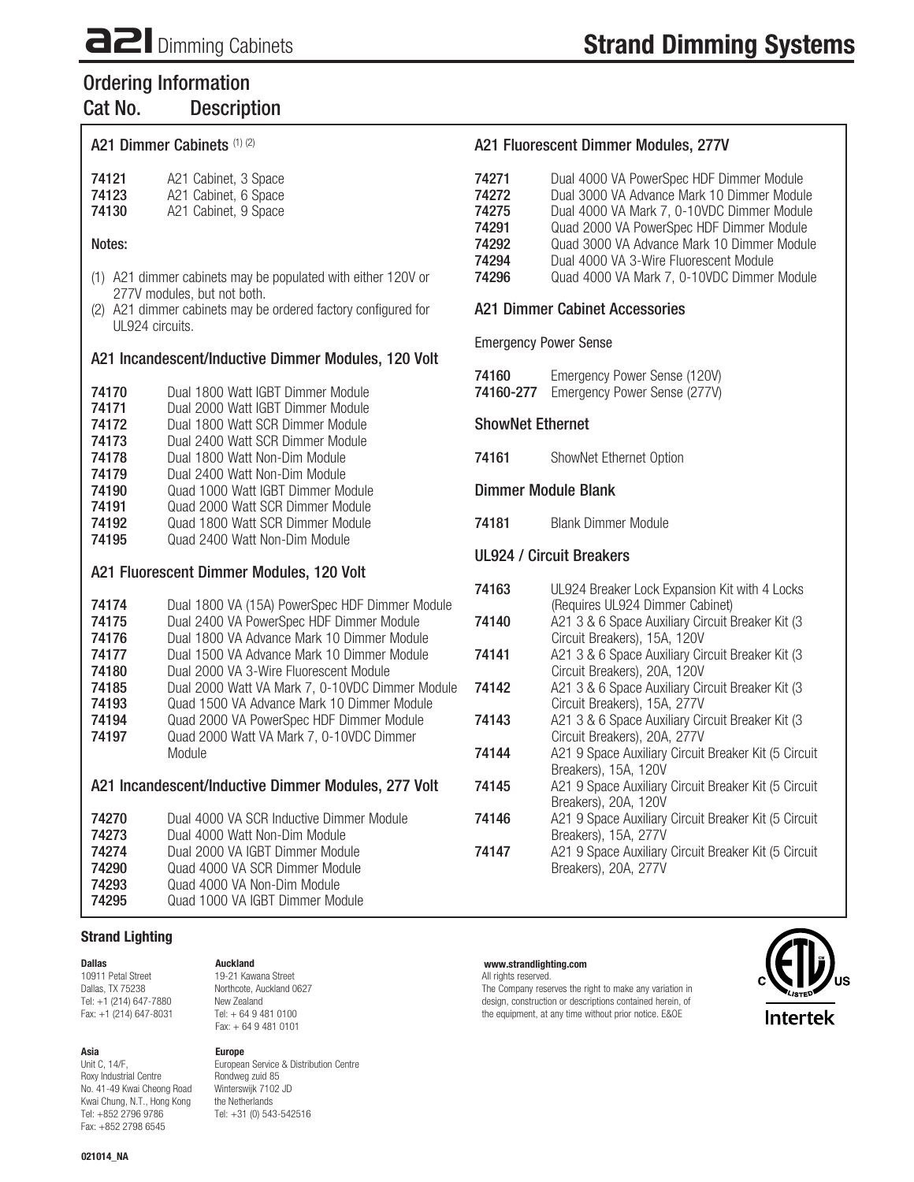# a21 Dimming Cabinets — Strand Dimming Systems

## Ordering Information

**Cat No. Description**

### A21 Dimmer Cabinets [(1) (2)]

| Cat No. | Description |
|---|---|
| 74121 | A21 Cabinet, 3 Space |
| 74123 | A21 Cabinet, 6 Space |
| 74130 | A21 Cabinet, 9 Space |

**Notes:**

(1) A21 dimmer cabinets may be populated with either 120V or 277V modules, but not both.
(2) A21 dimmer cabinets may be ordered factory configured for UL924 circuits.

### A21 Incandescent/Inductive Dimmer Modules, 120 Volt

| Cat No. | Description |
|---|---|
| 74170 | Dual 1800 Watt IGBT Dimmer Module |
| 74171 | Dual 2000 Watt IGBT Dimmer Module |
| 74172 | Dual 1800 Watt SCR Dimmer Module |
| 74173 | Dual 2400 Watt SCR Dimmer Module |
| 74178 | Dual 1800 Watt Non-Dim Module |
| 74179 | Dual 2400 Watt Non-Dim Module |
| 74190 | Quad 1000 Watt IGBT Dimmer Module |
| 74191 | Quad 2000 Watt SCR Dimmer Module |
| 74192 | Quad 1800 Watt SCR Dimmer Module |
| 74195 | Quad 2400 Watt Non-Dim Module |

### A21 Fluorescent Dimmer Modules, 120 Volt

| Cat No. | Description |
|---|---|
| 74174 | Dual 1800 VA (15A) PowerSpec HDF Dimmer Module |
| 74175 | Dual 2400 VA PowerSpec HDF Dimmer Module |
| 74176 | Dual 1800 VA Advance Mark 10 Dimmer Module |
| 74177 | Dual 1500 VA Advance Mark 10 Dimmer Module |
| 74180 | Dual 2000 VA 3-Wire Fluorescent Module |
| 74185 | Dual 2000 Watt VA Mark 7, 0-10VDC Dimmer Module |
| 74193 | Quad 1500 VA Advance Mark 10 Dimmer Module |
| 74194 | Quad 2000 VA PowerSpec HDF Dimmer Module |
| 74197 | Quad 2000 Watt VA Mark 7, 0-10VDC Dimmer Module |

### A21 Incandescent/Inductive Dimmer Modules, 277 Volt

| Cat No. | Description |
|---|---|
| 74270 | Dual 4000 VA SCR Inductive Dimmer Module |
| 74273 | Dual 4000 Watt Non-Dim Module |
| 74274 | Dual 2000 VA IGBT Dimmer Module |
| 74290 | Quad 4000 VA SCR Dimmer Module |
| 74293 | Quad 4000 VA Non-Dim Module |
| 74295 | Quad 1000 VA IGBT Dimmer Module |

### A21 Fluorescent Dimmer Modules, 277V

| Cat No. | Description |
|---|---|
| 74271 | Dual 4000 VA PowerSpec HDF Dimmer Module |
| 74272 | Dual 3000 VA Advance Mark 10 Dimmer Module |
| 74275 | Dual 4000 VA Mark 7, 0-10VDC Dimmer Module |
| 74291 | Quad 2000 VA PowerSpec HDF Dimmer Module |
| 74292 | Quad 3000 VA Advance Mark 10 Dimmer Module |
| 74294 | Dual 4000 VA 3-Wire Fluorescent Module |
| 74296 | Quad 4000 VA Mark 7, 0-10VDC Dimmer Module |

### A21 Dimmer Cabinet Accessories

**Emergency Power Sense**

| Cat No. | Description |
|---|---|
| 74160 | Emergency Power Sense (120V) |
| 74160-277 | Emergency Power Sense (277V) |

### ShowNet Ethernet

| Cat No. | Description |
|---|---|
| 74161 | ShowNet Ethernet Option |

### Dimmer Module Blank

| Cat No. | Description |
|---|---|
| 74181 | Blank Dimmer Module |

### UL924 / Circuit Breakers

| Cat No. | Description |
|---|---|
| 74163 | UL924 Breaker Lock Expansion Kit with 4 Locks (Requires UL924 Dimmer Cabinet) |
| 74140 | A21 3 & 6 Space Auxiliary Circuit Breaker Kit (3 Circuit Breakers), 15A, 120V |
| 74141 | A21 3 & 6 Space Auxiliary Circuit Breaker Kit (3 Circuit Breakers), 20A, 120V |
| 74142 | A21 3 & 6 Space Auxiliary Circuit Breaker Kit (3 Circuit Breakers), 15A, 277V |
| 74143 | A21 3 & 6 Space Auxiliary Circuit Breaker Kit (3 Circuit Breakers), 20A, 277V |
| 74144 | A21 9 Space Auxiliary Circuit Breaker Kit (5 Circuit Breakers), 15A, 120V |
| 74145 | A21 9 Space Auxiliary Circuit Breaker Kit (5 Circuit Breakers), 20A, 120V |
| 74146 | A21 9 Space Auxiliary Circuit Breaker Kit (5 Circuit Breakers), 15A, 277V |
| 74147 | A21 9 Space Auxiliary Circuit Breaker Kit (5 Circuit Breakers), 20A, 277V |

**Strand Lighting**

**Dallas**
10911 Petal Street
Dallas, TX 75238
Tel: +1 (214) 647-7880
Fax: +1 (214) 647-8031

**Auckland**
19-21 Kawana Street
Northcote, Auckland 0627
New Zealand
Tel: + 64 9 481 0100
Fax: + 64 9 481 0101

**Asia**
Unit C, 14/F,
Roxy Industrial Centre
No. 41-49 Kwai Cheong Road
Kwai Chung, N.T., Hong Kong
Tel: +852 2796 9786
Fax: +852 2798 6545

**Europe**
European Service & Distribution Centre
Rondweg zuid 85
Winterswijk 7102 JD
the Netherlands
Tel: +31 (0) 543-542516

**www.strandlighting.com**
All rights reserved.
The Company reserves the right to make any variation in design, construction or descriptions contained herein, of the equipment, at any time without prior notice. E&OE

C ETL LISTED US — Intertek

021014_NA